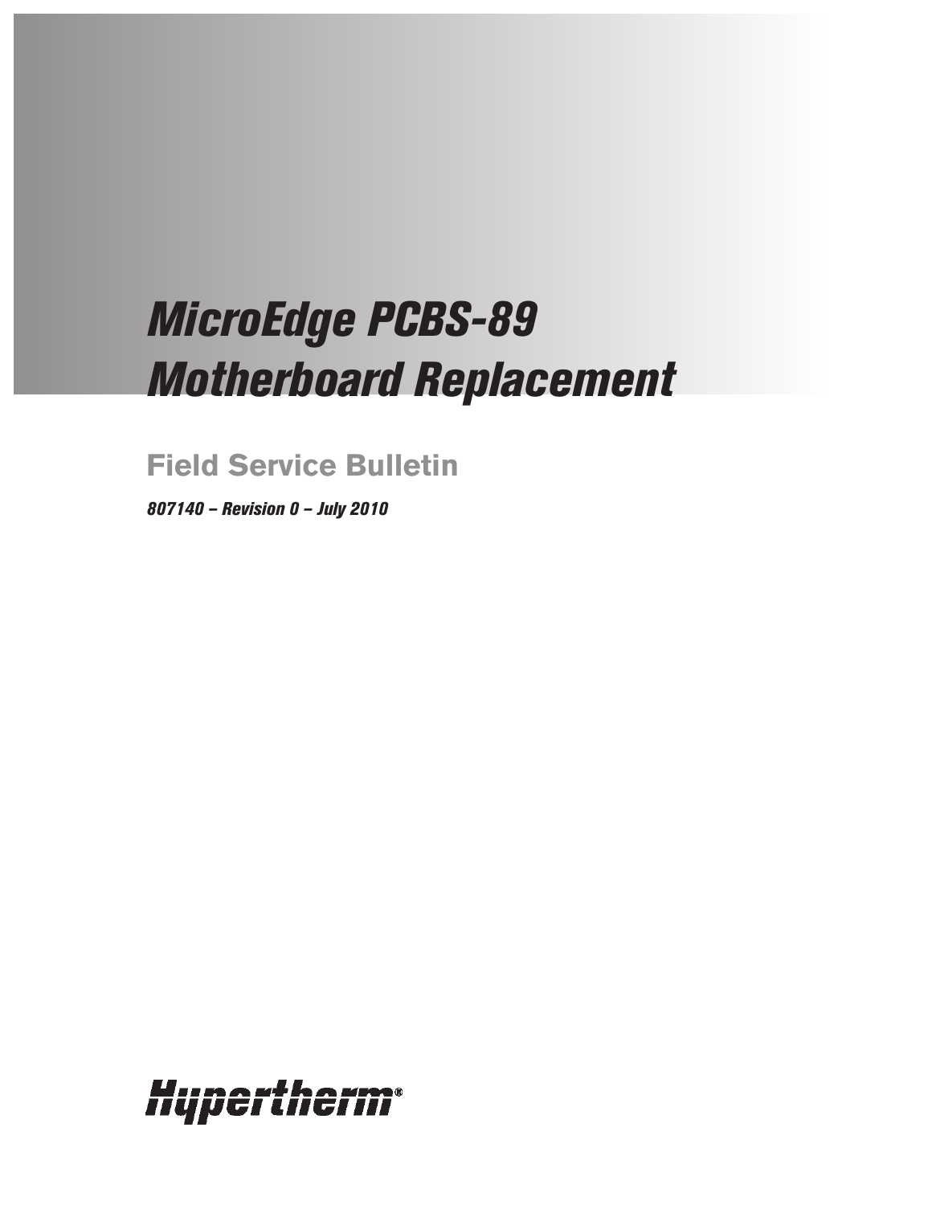# MicroEdge PCBS-89 Motherboard Replacement

## Field Service Bulletin

*807140 – Revision 0 – July 2010*

Hypertherm®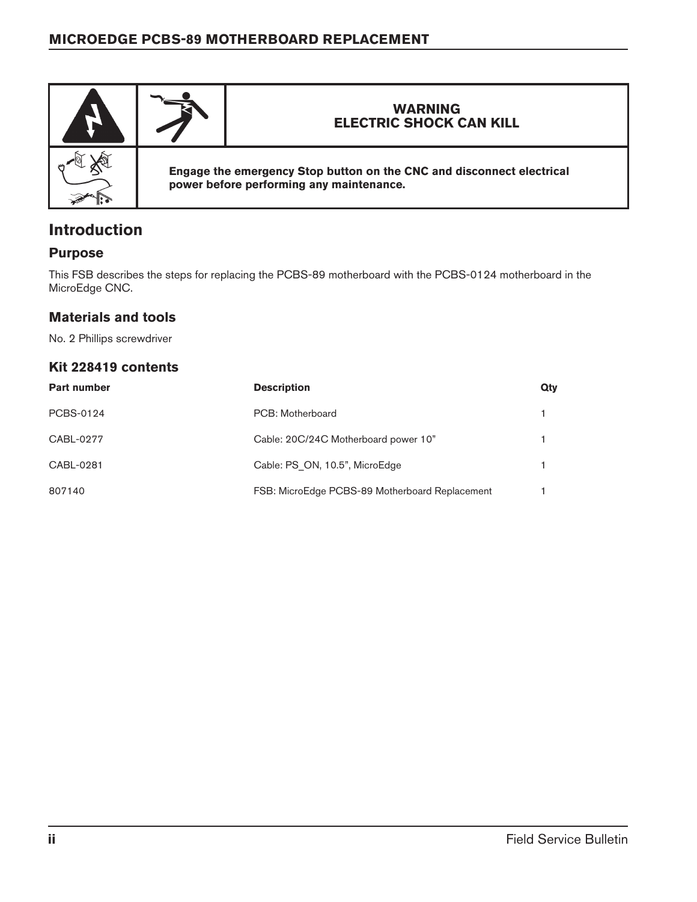**WARNING**
**ELECTRIC SHOCK CAN KILL**

**Engage the emergency Stop button on the CNC and disconnect electrical power before performing any maintenance.**

## Introduction

### Purpose

This FSB describes the steps for replacing the PCBS-89 motherboard with the PCBS-0124 motherboard in the MicroEdge CNC.

### Materials and tools

No. 2 Phillips screwdriver

### Kit 228419 contents

| Part number | Description | Qty |
| --- | --- | --- |
| PCBS-0124 | PCB: Motherboard | 1 |
| CABL-0277 | Cable: 20C/24C Motherboard power 10” | 1 |
| CABL-0281 | Cable: PS_ON, 10.5”, MicroEdge | 1 |
| 807140 | FSB: MicroEdge PCBS-89 Motherboard Replacement | 1 |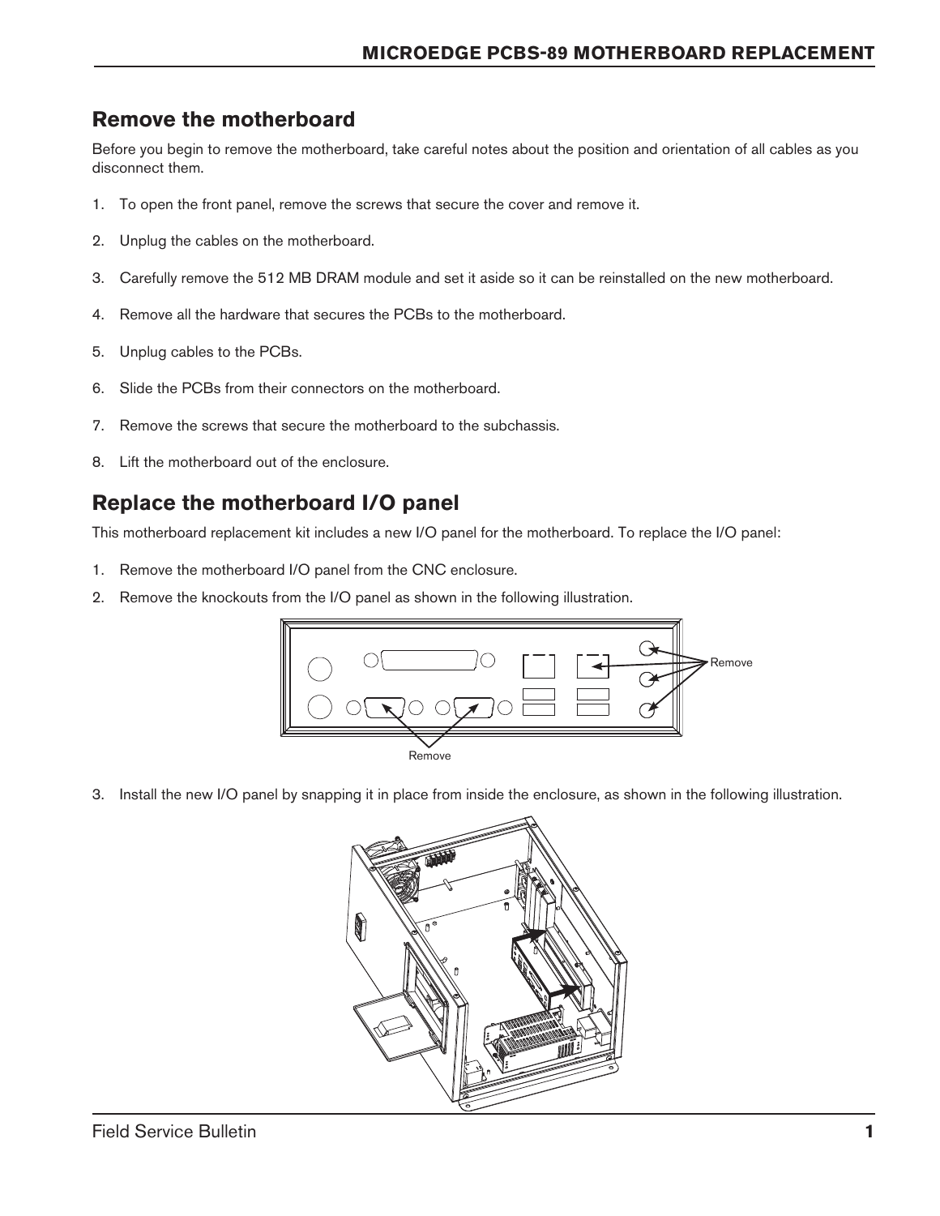## Remove the motherboard

Before you begin to remove the motherboard, take careful notes about the position and orientation of all cables as you disconnect them.

1. To open the front panel, remove the screws that secure the cover and remove it.

2. Unplug the cables on the motherboard.

3. Carefully remove the 512 MB DRAM module and set it aside so it can be reinstalled on the new motherboard.

4. Remove all the hardware that secures the PCBs to the motherboard.

5. Unplug cables to the PCBs.

6. Slide the PCBs from their connectors on the motherboard.

7. Remove the screws that secure the motherboard to the subchassis.

8. Lift the motherboard out of the enclosure.

## Replace the motherboard I/O panel

This motherboard replacement kit includes a new I/O panel for the motherboard. To replace the I/O panel:

1. Remove the motherboard I/O panel from the CNC enclosure.
2. Remove the knockouts from the I/O panel as shown in the following illustration.

Remove

Remove

3. Install the new I/O panel by snapping it in place from inside the enclosure, as shown in the following illustration.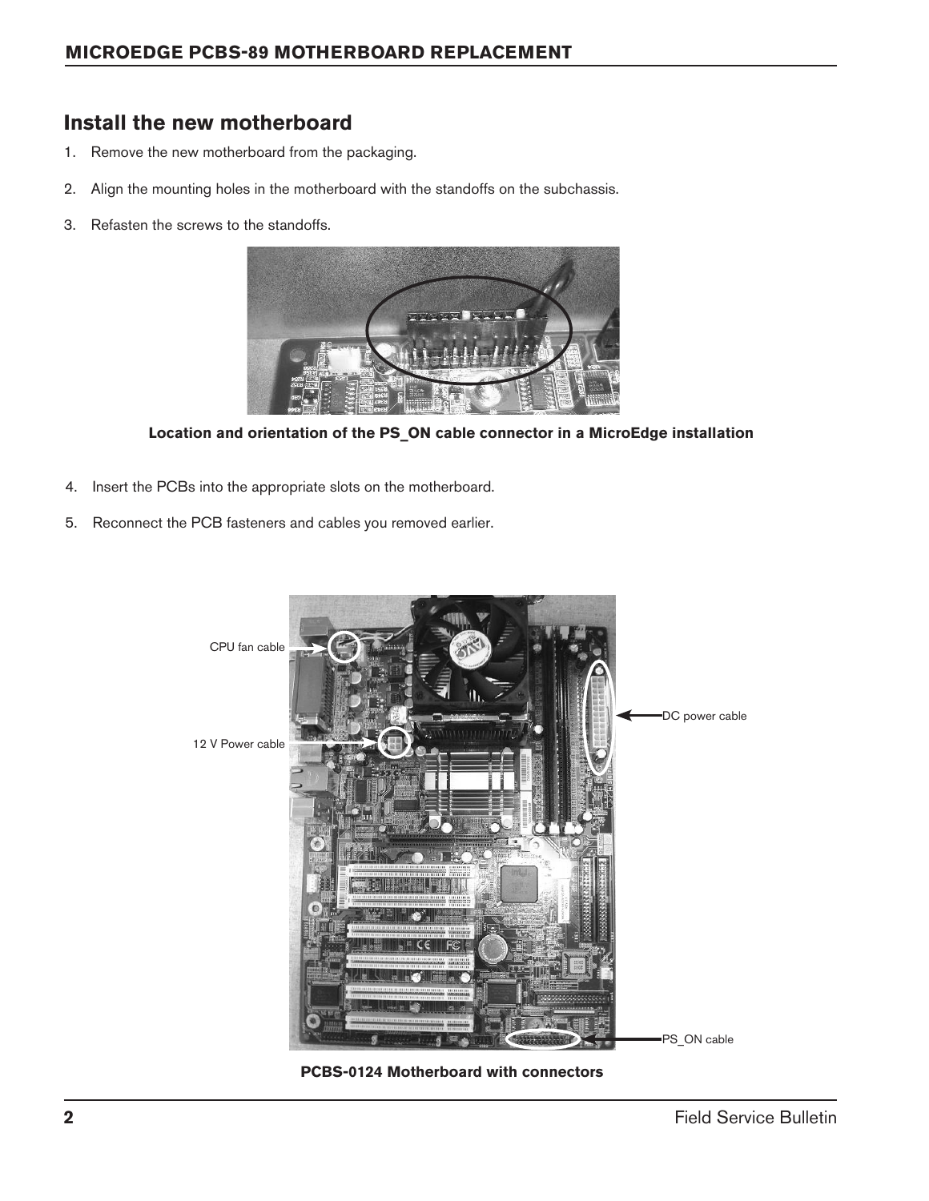## Install the new motherboard

1. Remove the new motherboard from the packaging.
2. Align the mounting holes in the motherboard with the standoffs on the subchassis.
3. Refasten the screws to the standoffs.

**Location and orientation of the PS_ON cable connector in a MicroEdge installation**

4. Insert the PCBs into the appropriate slots on the motherboard.
5. Reconnect the PCB fasteners and cables you removed earlier.

CPU fan cable

12 V Power cable

DC power cable

PS_ON cable

**PCBS-0124 Motherboard with connectors**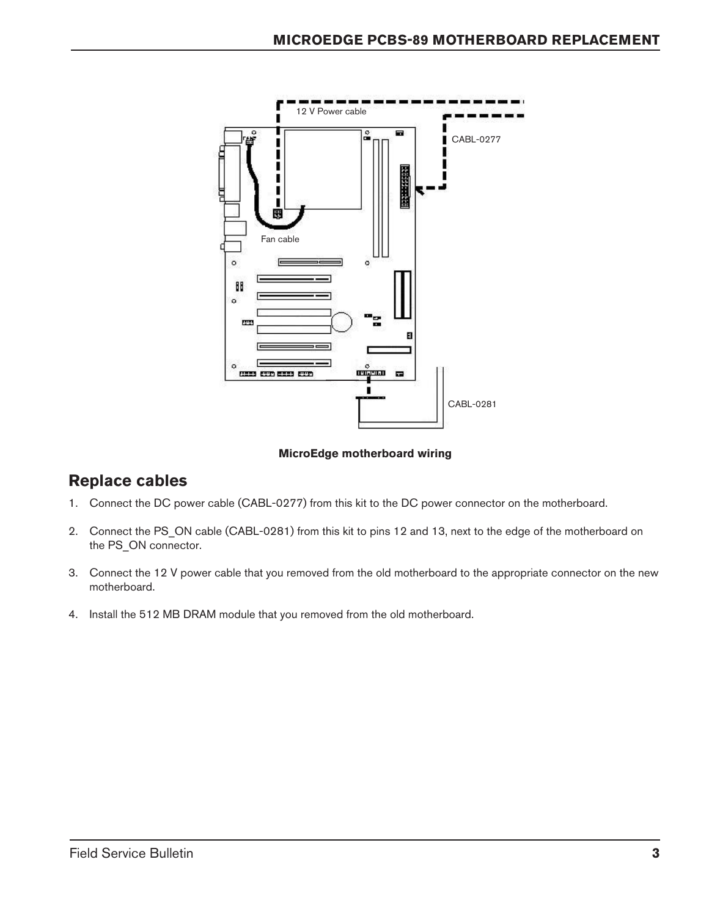MicroEdge motherboard wiring

## Replace cables

1. Connect the DC power cable (CABL-0277) from this kit to the DC power connector on the motherboard.
2. Connect the PS_ON cable (CABL-0281) from this kit to pins 12 and 13, next to the edge of the motherboard on the PS_ON connector.
3. Connect the 12 V power cable that you removed from the old motherboard to the appropriate connector on the new motherboard.
4. Install the 512 MB DRAM module that you removed from the old motherboard.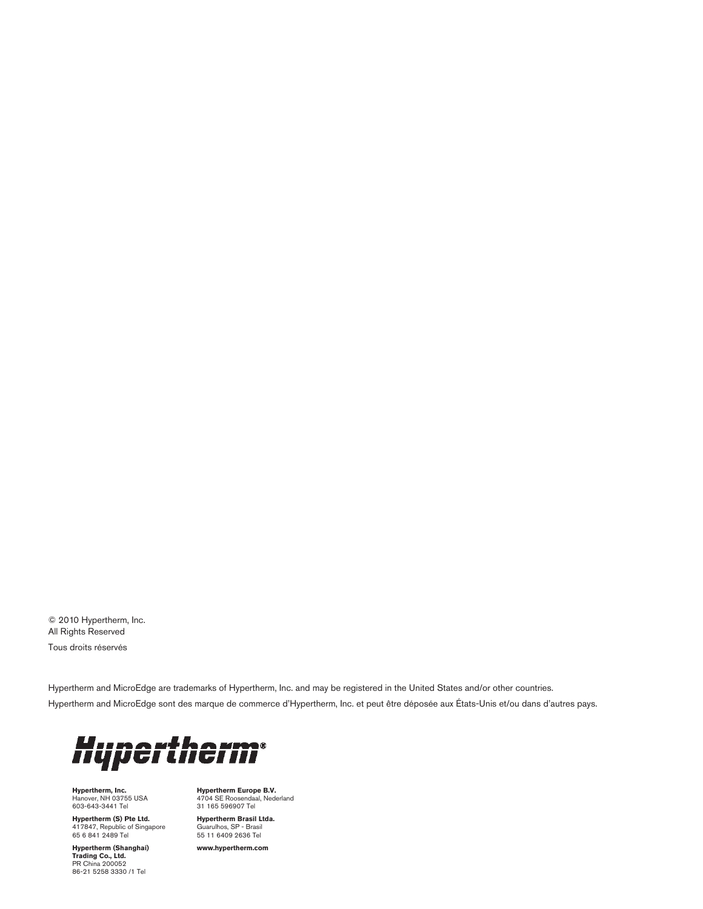© 2010 Hypertherm, Inc.
All Rights Reserved

Tous droits réservés

Hypertherm and MicroEdge are trademarks of Hypertherm, Inc. and may be registered in the United States and/or other countries.

Hypertherm and MicroEdge sont des marque de commerce d'Hypertherm, Inc. et peut être déposée aux États-Unis et/ou dans d'autres pays.

Hypertherm®

**Hypertherm, Inc.**
Hanover, NH 03755 USA
603-643-3441 Tel

**Hypertherm (S) Pte Ltd.**
417847, Republic of Singapore
65 6 841 2489 Tel

**Hypertherm (Shanghai) Trading Co., Ltd.**
PR China 200052
86-21 5258 3330 /1 Tel

**Hypertherm Europe B.V.**
4704 SE Roosendaal, Nederland
31 165 596907 Tel

**Hypertherm Brasil Ltda.**
Guarulhos, SP - Brasil
55 11 6409 2636 Tel

**www.hypertherm.com**